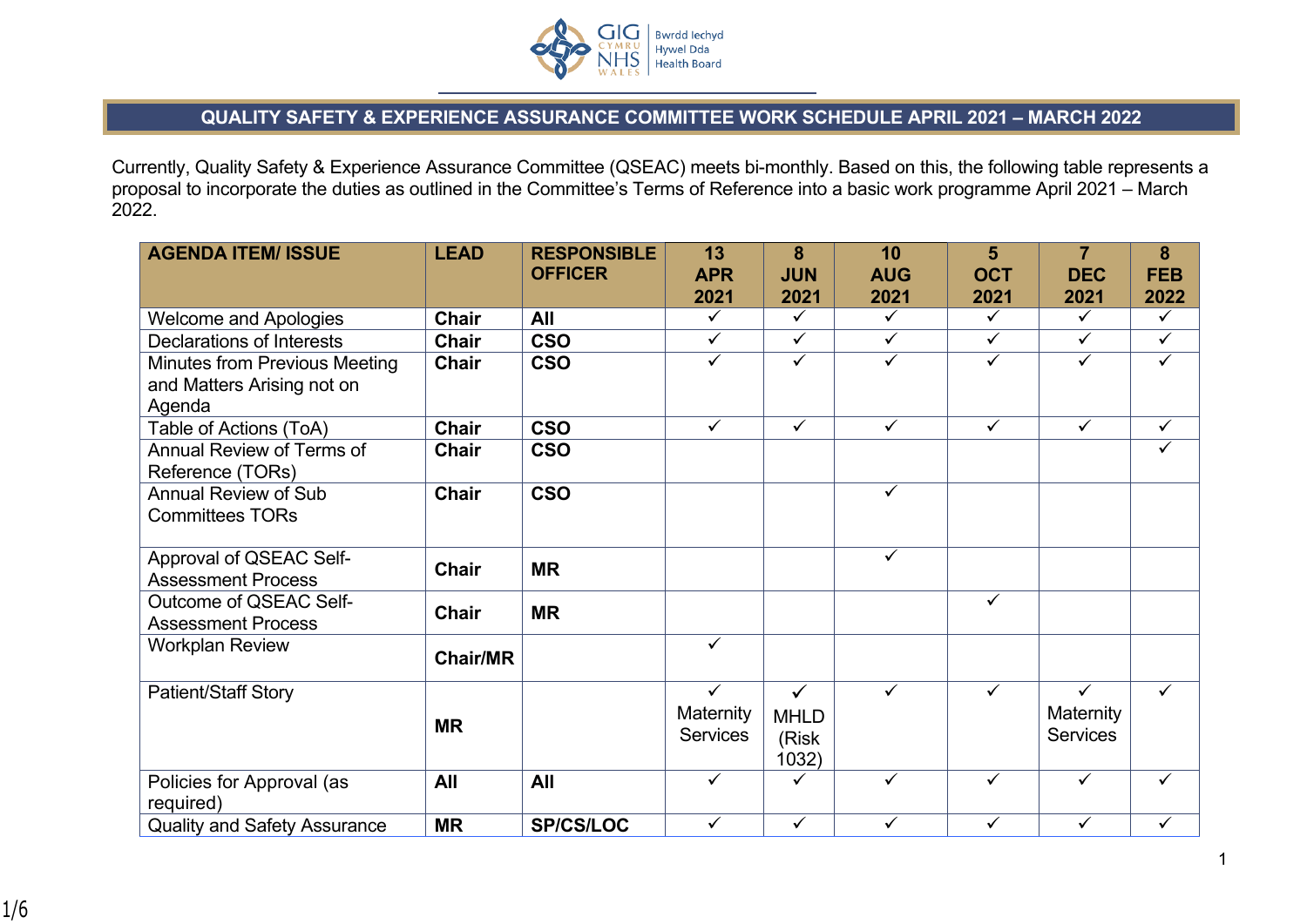# QUALITY SAFETY & EXPERIENCE ASSURANCE COMMITTEE WORK SCHEDULE APRIL 2021 – MARCH 2022

Currently, Quality Safety & Experience Assurance Committee (QSEAC) meets bi-monthly. Based on this, the following table represents a proposal to incorporate the duties as outlined in the Committee's Terms of Reference into a basic work programme April 2021 – March 2022.

| AGENDA ITEM/ ISSUE | LEAD | RESPONSIBLE OFFICER | 13 APR 2021 | 8 JUN 2021 | 10 AUG 2021 | 5 OCT 2021 | 7 DEC 2021 | 8 FEB 2022 |
|---|---|---|---|---|---|---|---|---|
| Welcome and Apologies | **Chair** | **All** | ✓ | ✓ | ✓ | ✓ | ✓ | ✓ |
| Declarations of Interests | **Chair** | **CSO** | ✓ | ✓ | ✓ | ✓ | ✓ | ✓ |
| Minutes from Previous Meeting and Matters Arising not on Agenda | **Chair** | **CSO** | ✓ | ✓ | ✓ | ✓ | ✓ | ✓ |
| Table of Actions (ToA) | **Chair** | **CSO** | ✓ | ✓ | ✓ | ✓ | ✓ | ✓ |
| Annual Review of Terms of Reference (TORs) | **Chair** | **CSO** | | | | | | ✓ |
| Annual Review of Sub Committees TORs | **Chair** | **CSO** | | | ✓ | | | |
| Approval of QSEAC Self-Assessment Process | **Chair** | **MR** | | | ✓ | | | |
| Outcome of QSEAC Self-Assessment Process | **Chair** | **MR** | | | | ✓ | | |
| Workplan Review | **Chair/MR** | | ✓ | | | | | |
| Patient/Staff Story | **MR** | | ✓ Maternity Services | ✓ MHLD (Risk 1032) | ✓ | ✓ | ✓ Maternity Services | ✓ |
| Policies for Approval (as required) | **All** | **All** | ✓ | ✓ | ✓ | ✓ | ✓ | ✓ |
| Quality and Safety Assurance | **MR** | **SP/CS/LOC** | ✓ | ✓ | ✓ | ✓ | ✓ | ✓ |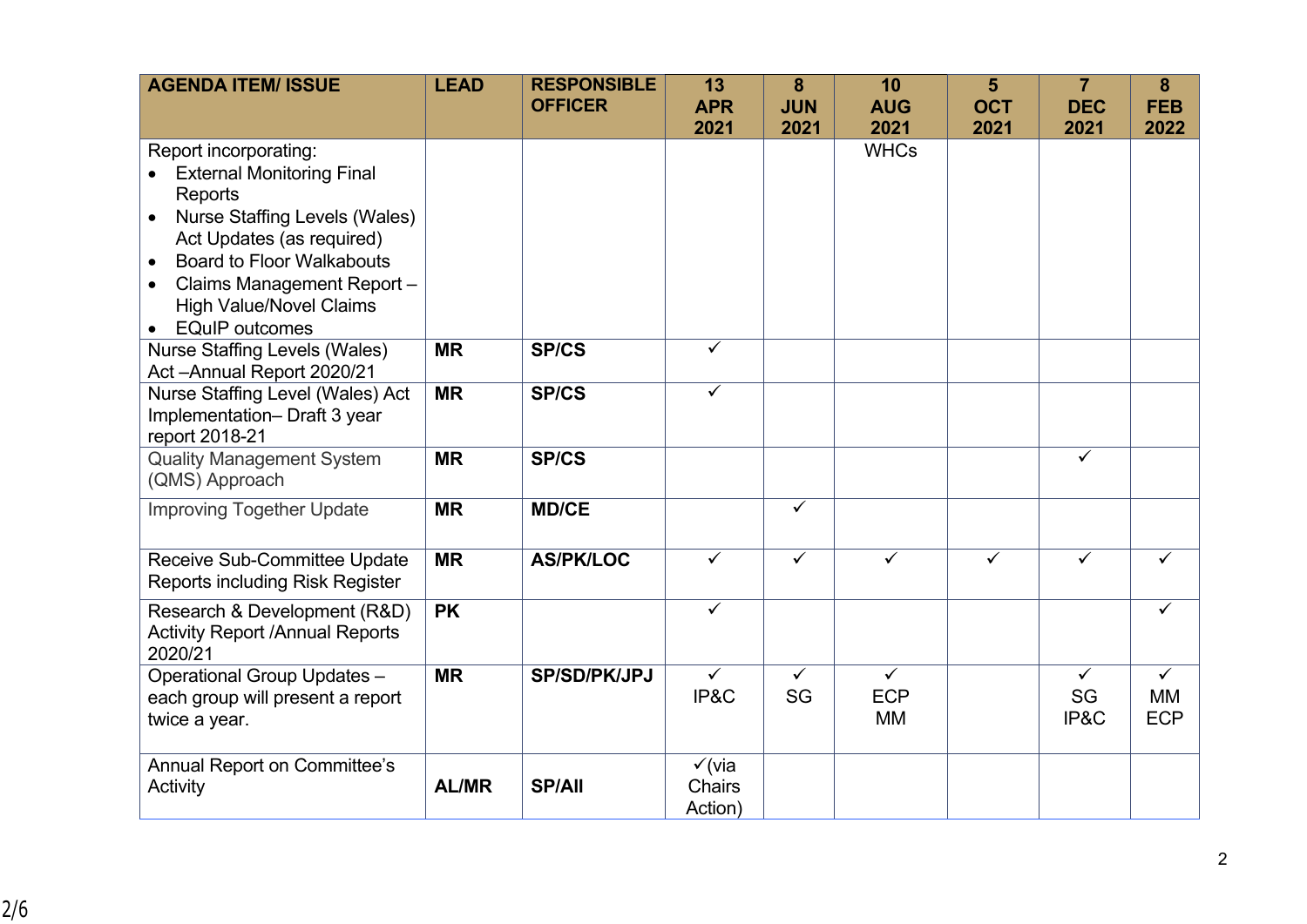| AGENDA ITEM/ ISSUE | LEAD | RESPONSIBLE OFFICER | 13 APR 2021 | 8 JUN 2021 | 10 AUG 2021 | 5 OCT 2021 | 7 DEC 2021 | 8 FEB 2022 |
|---|---|---|---|---|---|---|---|---|
| Report incorporating:<br>• External Monitoring Final Reports<br>• Nurse Staffing Levels (Wales) Act Updates (as required)<br>• Board to Floor Walkabouts<br>• Claims Management Report – High Value/Novel Claims<br>• EQuIP outcomes | | | | | WHCs | | | |
| Nurse Staffing Levels (Wales) Act –Annual Report 2020/21 | **MR** | **SP/CS** | ✓ | | | | | |
| Nurse Staffing Level (Wales) Act Implementation– Draft 3 year report 2018-21 | **MR** | **SP/CS** | ✓ | | | | | |
| Quality Management System (QMS) Approach | **MR** | **SP/CS** | | | | | ✓ | |
| Improving Together Update | **MR** | **MD/CE** | | ✓ | | | | |
| Receive Sub-Committee Update Reports including Risk Register | **MR** | **AS/PK/LOC** | ✓ | ✓ | ✓ | ✓ | ✓ | ✓ |
| Research & Development (R&D) Activity Report /Annual Reports 2020/21 | **PK** | | ✓ | | | | | ✓ |
| Operational Group Updates – each group will present a report twice a year. | **MR** | **SP/SD/PK/JPJ** | ✓<br>IP&C | ✓<br>SG | ✓<br>ECP<br>MM | | ✓<br>SG<br>IP&C | ✓<br>MM<br>ECP |
| Annual Report on Committee's Activity | **AL/MR** | **SP/All** | ✓(via Chairs Action) | | | | | |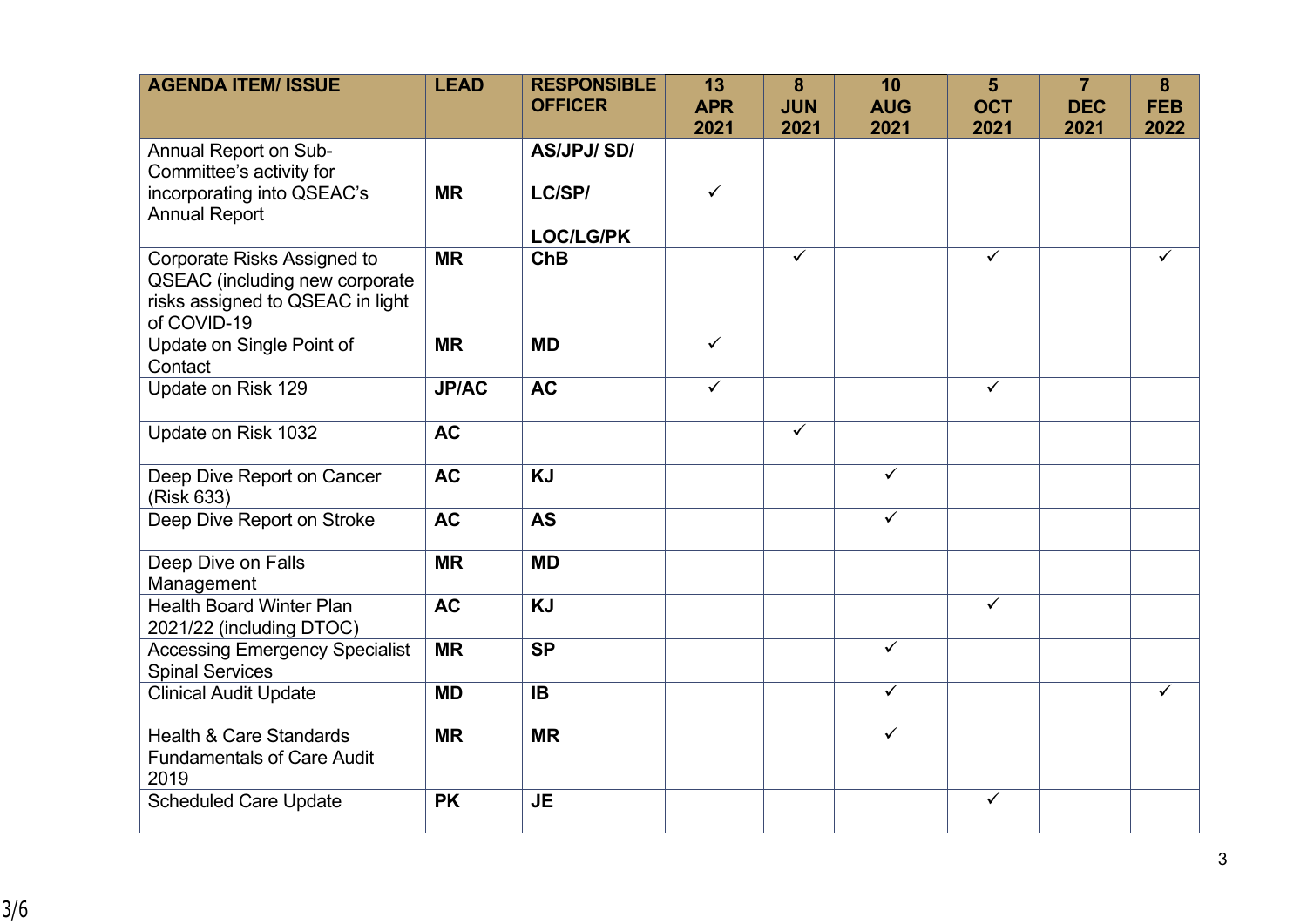| AGENDA ITEM/ ISSUE | LEAD | RESPONSIBLE OFFICER | 13 APR 2021 | 8 JUN 2021 | 10 AUG 2021 | 5 OCT 2021 | 7 DEC 2021 | 8 FEB 2022 |
|---|---|---|---|---|---|---|---|---|
| Annual Report on Sub-Committee's activity for incorporating into QSEAC's Annual Report | MR | AS/JPJ/ SD/ LC/SP/ LOC/LG/PK | ✓ | | | | | |
| Corporate Risks Assigned to QSEAC (including new corporate risks assigned to QSEAC in light of COVID-19 | MR | ChB | | ✓ | | ✓ | | ✓ |
| Update on Single Point of Contact | MR | MD | ✓ | | | | | |
| Update on Risk 129 | JP/AC | AC | ✓ | | | ✓ | | |
| Update on Risk 1032 | AC | | | ✓ | | | | |
| Deep Dive Report on Cancer (Risk 633) | AC | KJ | | | ✓ | | | |
| Deep Dive Report on Stroke | AC | AS | | | ✓ | | | |
| Deep Dive on Falls Management | MR | MD | | | | | | |
| Health Board Winter Plan 2021/22 (including DTOC) | AC | KJ | | | | ✓ | | |
| Accessing Emergency Specialist Spinal Services | MR | SP | | | ✓ | | | |
| Clinical Audit Update | MD | IB | | | ✓ | | | ✓ |
| Health & Care Standards Fundamentals of Care Audit 2019 | MR | MR | | | ✓ | | | |
| Scheduled Care Update | PK | JE | | | | ✓ | | |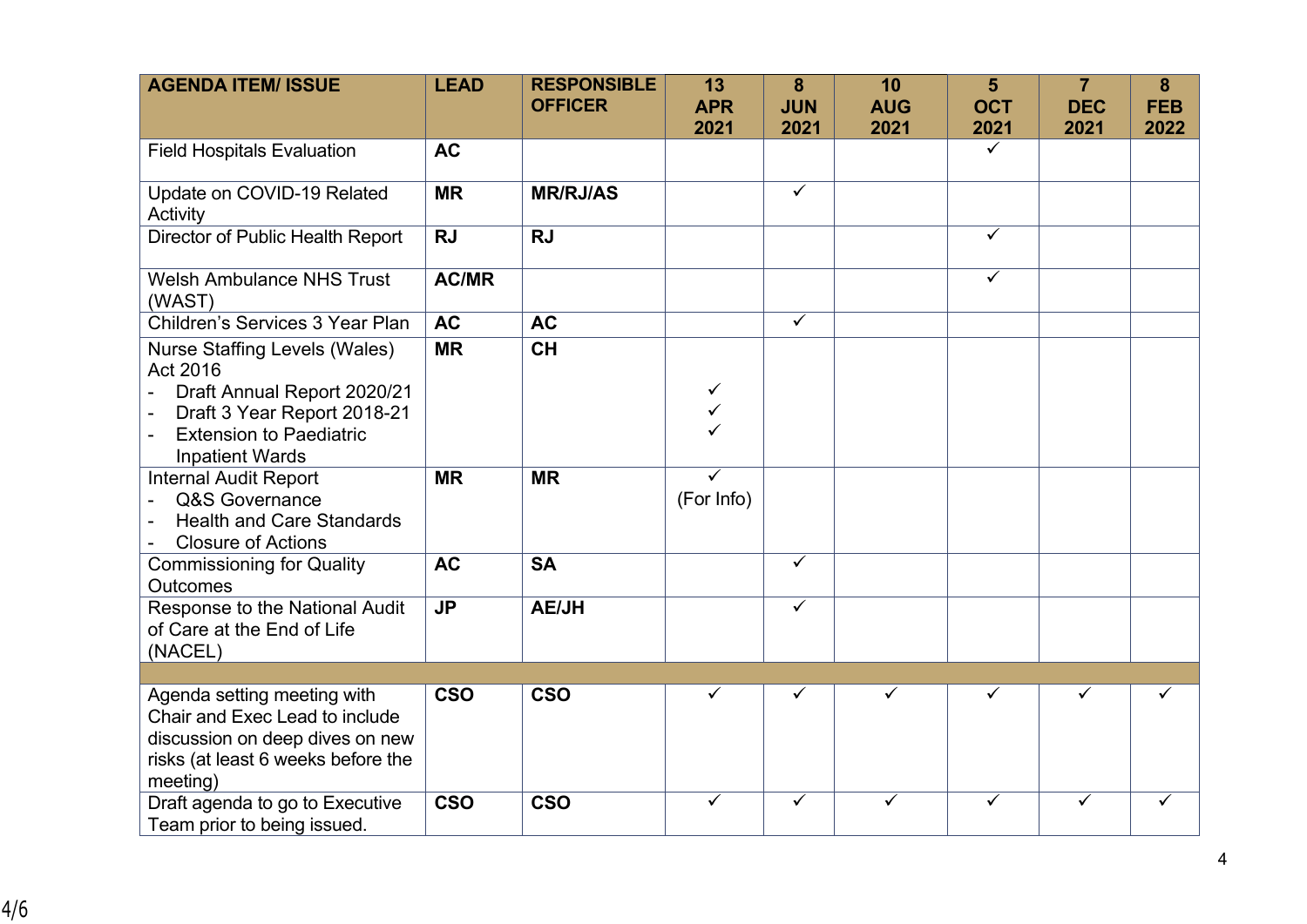| AGENDA ITEM/ ISSUE | LEAD | RESPONSIBLE OFFICER | 13 APR 2021 | 8 JUN 2021 | 10 AUG 2021 | 5 OCT 2021 | 7 DEC 2021 | 8 FEB 2022 |
|---|---|---|---|---|---|---|---|---|
| Field Hospitals Evaluation | **AC** | | | | | ✓ | | |
| Update on COVID-19 Related Activity | **MR** | **MR/RJ/AS** | | ✓ | | | | |
| Director of Public Health Report | **RJ** | **RJ** | | | | ✓ | | |
| Welsh Ambulance NHS Trust (WAST) | **AC/MR** | | | | | ✓ | | |
| Children's Services 3 Year Plan | **AC** | **AC** | | ✓ | | | | |
| Nurse Staffing Levels (Wales) Act 2016<br>- Draft Annual Report 2020/21<br>- Draft 3 Year Report 2018-21<br>- Extension to Paediatric Inpatient Wards | **MR** | **CH** | <br><br>✓<br>✓<br>✓ | | | | | |
| Internal Audit Report<br>- Q&S Governance<br>- Health and Care Standards<br>- Closure of Actions | **MR** | **MR** | ✓<br>(For Info) | | | | | |
| Commissioning for Quality Outcomes | **AC** | **SA** | | ✓ | | | | |
| Response to the National Audit of Care at the End of Life (NACEL) | **JP** | **AE/JH** | | ✓ | | | | |
| | | | | | | | | |
| Agenda setting meeting with Chair and Exec Lead to include discussion on deep dives on new risks (at least 6 weeks before the meeting) | **CSO** | **CSO** | ✓ | ✓ | ✓ | ✓ | ✓ | ✓ |
| Draft agenda to go to Executive Team prior to being issued. | **CSO** | **CSO** | ✓ | ✓ | ✓ | ✓ | ✓ | ✓ |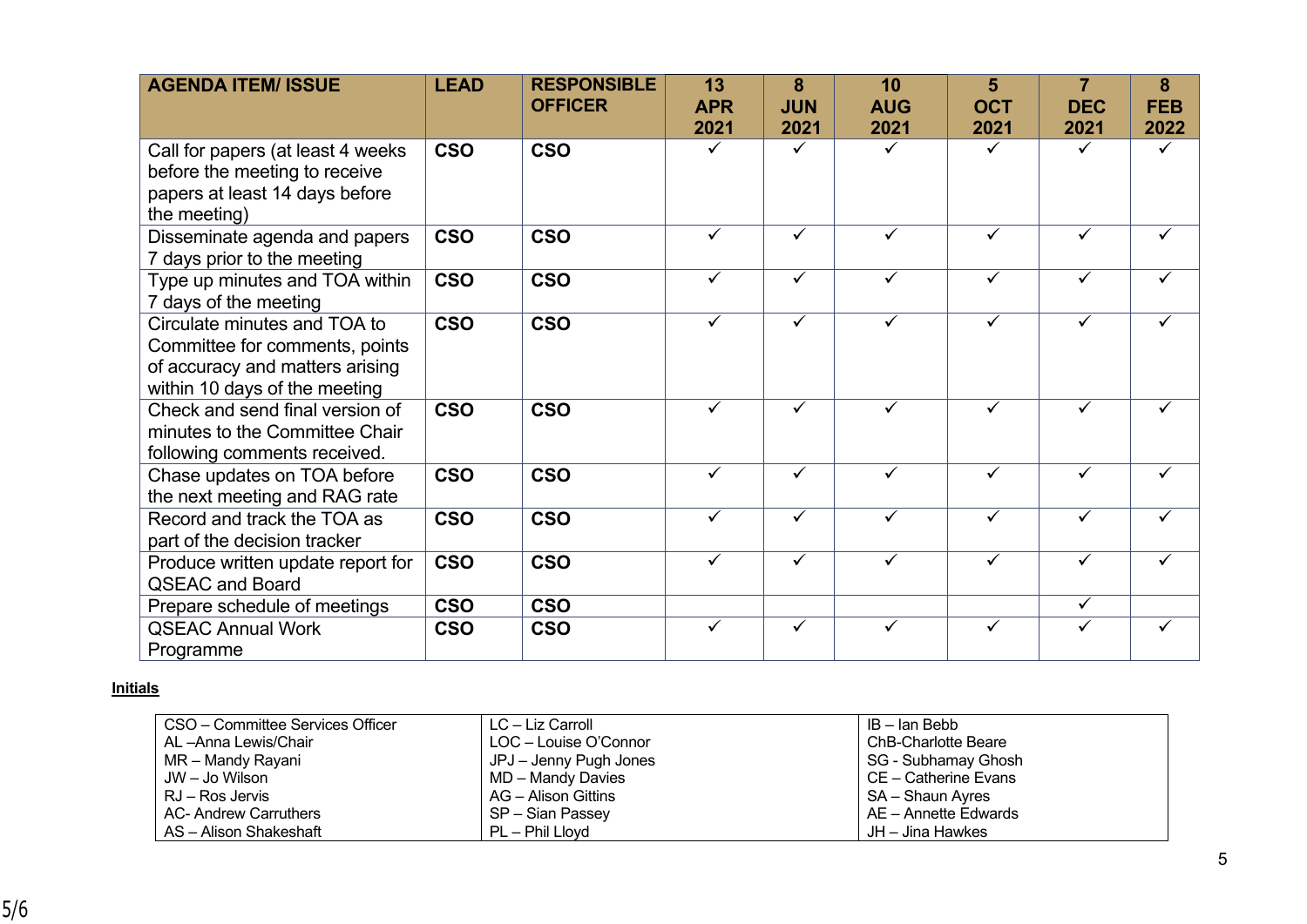| AGENDA ITEM/ ISSUE | LEAD | RESPONSIBLE OFFICER | 13 APR 2021 | 8 JUN 2021 | 10 AUG 2021 | 5 OCT 2021 | 7 DEC 2021 | 8 FEB 2022 |
|---|---|---|---|---|---|---|---|---|
| Call for papers (at least 4 weeks before the meeting to receive papers at least 14 days before the meeting) | **CSO** | **CSO** | ✓ | ✓ | ✓ | ✓ | ✓ | ✓ |
| Disseminate agenda and papers 7 days prior to the meeting | **CSO** | **CSO** | ✓ | ✓ | ✓ | ✓ | ✓ | ✓ |
| Type up minutes and TOA within 7 days of the meeting | **CSO** | **CSO** | ✓ | ✓ | ✓ | ✓ | ✓ | ✓ |
| Circulate minutes and TOA to Committee for comments, points of accuracy and matters arising within 10 days of the meeting | **CSO** | **CSO** | ✓ | ✓ | ✓ | ✓ | ✓ | ✓ |
| Check and send final version of minutes to the Committee Chair following comments received. | **CSO** | **CSO** | ✓ | ✓ | ✓ | ✓ | ✓ | ✓ |
| Chase updates on TOA before the next meeting and RAG rate | **CSO** | **CSO** | ✓ | ✓ | ✓ | ✓ | ✓ | ✓ |
| Record and track the TOA as part of the decision tracker | **CSO** | **CSO** | ✓ | ✓ | ✓ | ✓ | ✓ | ✓ |
| Produce written update report for QSEAC and Board | **CSO** | **CSO** | ✓ | ✓ | ✓ | ✓ | ✓ | ✓ |
| Prepare schedule of meetings | **CSO** | **CSO** | | | | | ✓ | |
| QSEAC Annual Work Programme | **CSO** | **CSO** | ✓ | ✓ | ✓ | ✓ | ✓ | ✓ |

**Initials**

| | | |
|---|---|---|
| CSO – Committee Services Officer | LC – Liz Carroll | IB – Ian Bebb |
| AL –Anna Lewis/Chair | LOC – Louise O'Connor | ChB-Charlotte Beare |
| MR – Mandy Rayani | JPJ – Jenny Pugh Jones | SG - Subhamay Ghosh |
| JW – Jo Wilson | MD – Mandy Davies | CE – Catherine Evans |
| RJ – Ros Jervis | AG – Alison Gittins | SA – Shaun Ayres |
| AC- Andrew Carruthers | SP – Sian Passey | AE – Annette Edwards |
| AS – Alison Shakeshaft | PL – Phil Lloyd | JH – Jina Hawkes |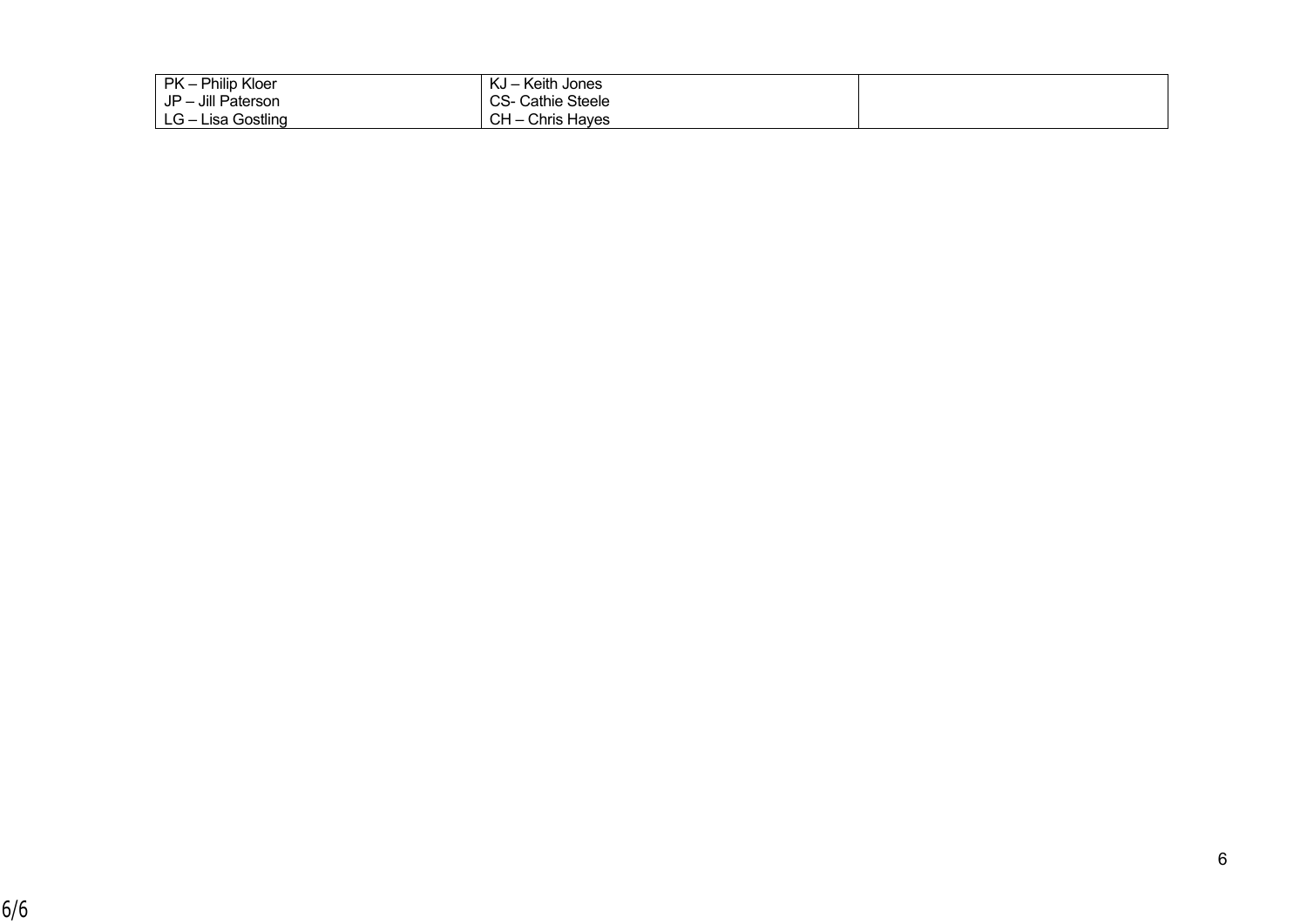| | | |
|---|---|---|
| PK – Philip Kloer<br>JP – Jill Paterson<br>LG – Lisa Gostling | KJ – Keith Jones<br>CS- Cathie Steele<br>CH – Chris Hayes | |